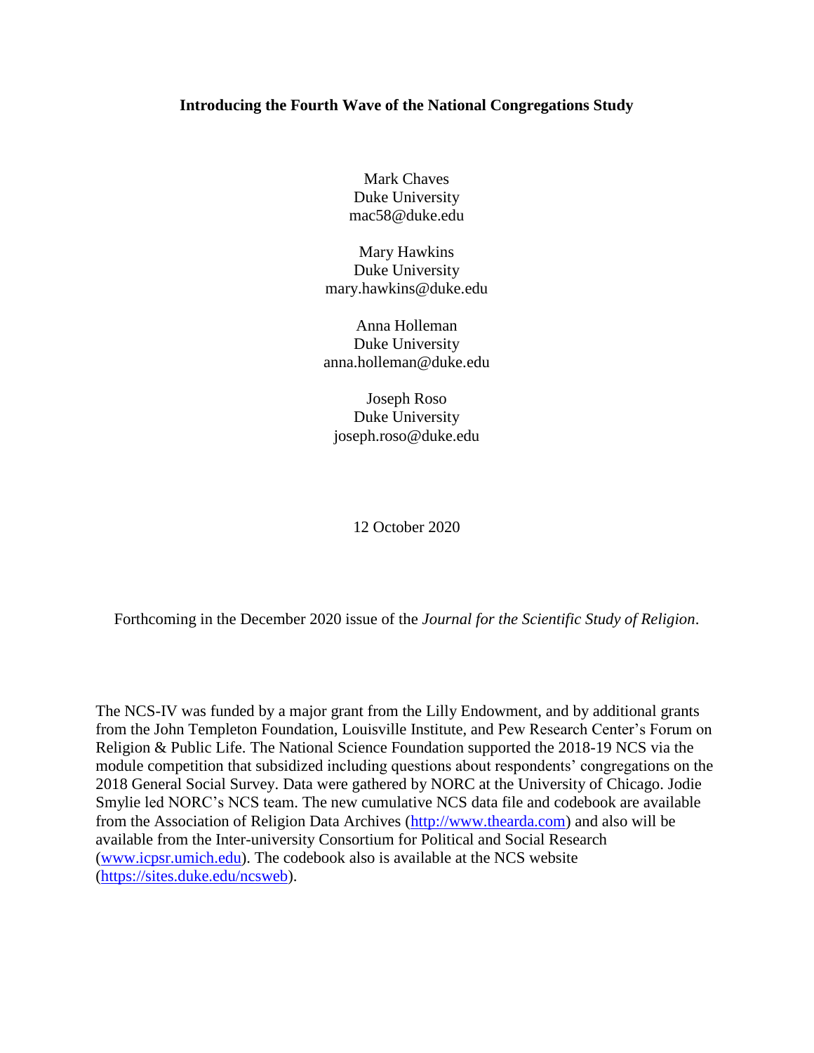# Introducing the Fourth Wave of the National Congregations Study

Mark Chaves
Duke University
mac58@duke.edu

Mary Hawkins
Duke University
mary.hawkins@duke.edu

Anna Holleman
Duke University
anna.holleman@duke.edu

Joseph Roso
Duke University
joseph.roso@duke.edu

12 October 2020

Forthcoming in the December 2020 issue of the *Journal for the Scientific Study of Religion*.

The NCS-IV was funded by a major grant from the Lilly Endowment, and by additional grants from the John Templeton Foundation, Louisville Institute, and Pew Research Center's Forum on Religion & Public Life. The National Science Foundation supported the 2018-19 NCS via the module competition that subsidized including questions about respondents' congregations on the 2018 General Social Survey. Data were gathered by NORC at the University of Chicago. Jodie Smylie led NORC's NCS team. The new cumulative NCS data file and codebook are available from the Association of Religion Data Archives (http://www.thearda.com) and also will be available from the Inter-university Consortium for Political and Social Research (www.icpsr.umich.edu). The codebook also is available at the NCS website (https://sites.duke.edu/ncsweb).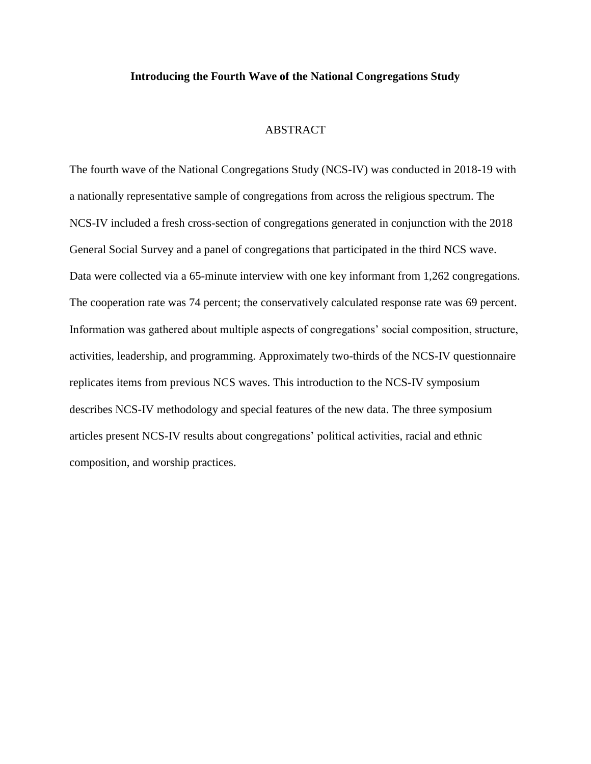**Introducing the Fourth Wave of the National Congregations Study**

## ABSTRACT

The fourth wave of the National Congregations Study (NCS-IV) was conducted in 2018-19 with a nationally representative sample of congregations from across the religious spectrum. The NCS-IV included a fresh cross-section of congregations generated in conjunction with the 2018 General Social Survey and a panel of congregations that participated in the third NCS wave. Data were collected via a 65-minute interview with one key informant from 1,262 congregations. The cooperation rate was 74 percent; the conservatively calculated response rate was 69 percent. Information was gathered about multiple aspects of congregations' social composition, structure, activities, leadership, and programming. Approximately two-thirds of the NCS-IV questionnaire replicates items from previous NCS waves. This introduction to the NCS-IV symposium describes NCS-IV methodology and special features of the new data. The three symposium articles present NCS-IV results about congregations' political activities, racial and ethnic composition, and worship practices.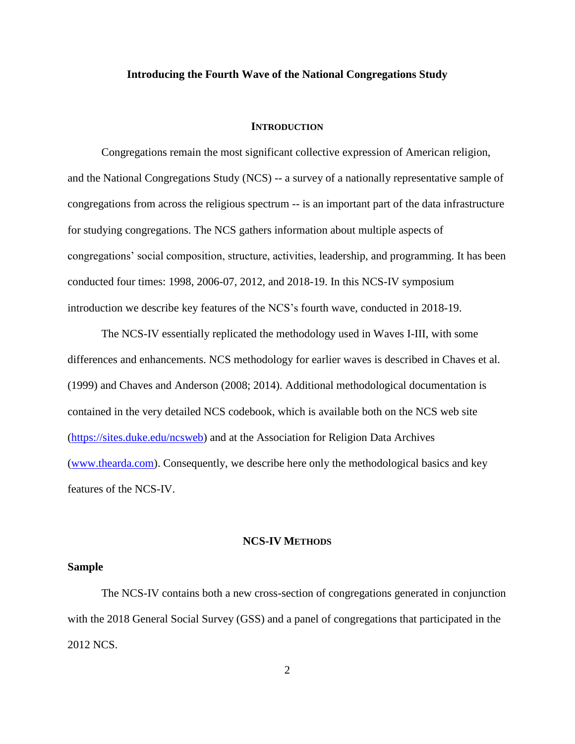**Introducing the Fourth Wave of the National Congregations Study**

## Introduction

Congregations remain the most significant collective expression of American religion, and the National Congregations Study (NCS) -- a survey of a nationally representative sample of congregations from across the religious spectrum -- is an important part of the data infrastructure for studying congregations. The NCS gathers information about multiple aspects of congregations' social composition, structure, activities, leadership, and programming. It has been conducted four times: 1998, 2006-07, 2012, and 2018-19. In this NCS-IV symposium introduction we describe key features of the NCS's fourth wave, conducted in 2018-19.

The NCS-IV essentially replicated the methodology used in Waves I-III, with some differences and enhancements. NCS methodology for earlier waves is described in Chaves et al. (1999) and Chaves and Anderson (2008; 2014). Additional methodological documentation is contained in the very detailed NCS codebook, which is available both on the NCS web site (https://sites.duke.edu/ncsweb) and at the Association for Religion Data Archives (www.thearda.com). Consequently, we describe here only the methodological basics and key features of the NCS-IV.

## NCS-IV Methods

### Sample

The NCS-IV contains both a new cross-section of congregations generated in conjunction with the 2018 General Social Survey (GSS) and a panel of congregations that participated in the 2012 NCS.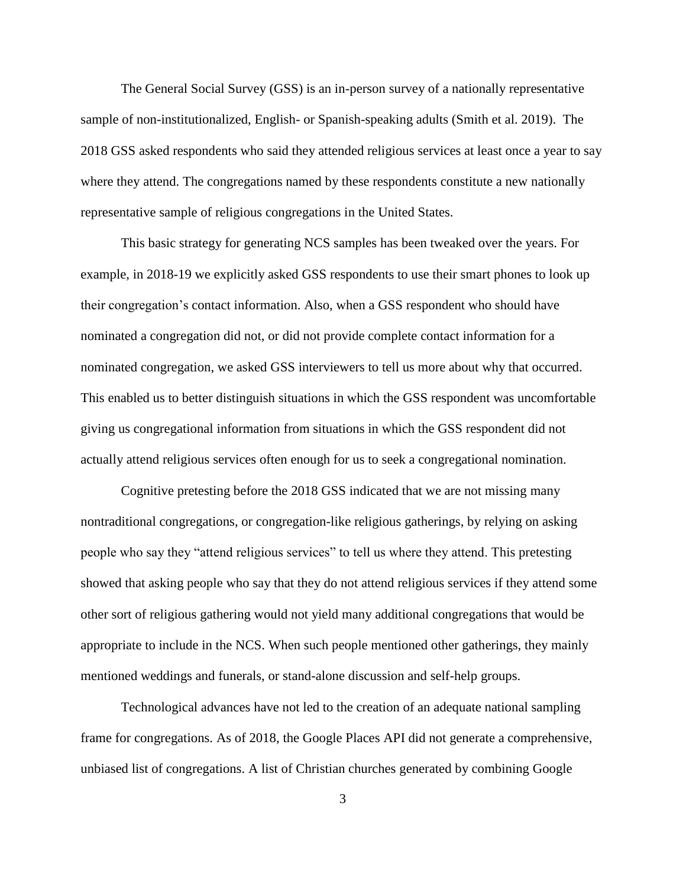The General Social Survey (GSS) is an in-person survey of a nationally representative sample of non-institutionalized, English- or Spanish-speaking adults (Smith et al. 2019). The 2018 GSS asked respondents who said they attended religious services at least once a year to say where they attend. The congregations named by these respondents constitute a new nationally representative sample of religious congregations in the United States.

This basic strategy for generating NCS samples has been tweaked over the years. For example, in 2018-19 we explicitly asked GSS respondents to use their smart phones to look up their congregation's contact information. Also, when a GSS respondent who should have nominated a congregation did not, or did not provide complete contact information for a nominated congregation, we asked GSS interviewers to tell us more about why that occurred. This enabled us to better distinguish situations in which the GSS respondent was uncomfortable giving us congregational information from situations in which the GSS respondent did not actually attend religious services often enough for us to seek a congregational nomination.

Cognitive pretesting before the 2018 GSS indicated that we are not missing many nontraditional congregations, or congregation-like religious gatherings, by relying on asking people who say they "attend religious services" to tell us where they attend. This pretesting showed that asking people who say that they do not attend religious services if they attend some other sort of religious gathering would not yield many additional congregations that would be appropriate to include in the NCS. When such people mentioned other gatherings, they mainly mentioned weddings and funerals, or stand-alone discussion and self-help groups.

Technological advances have not led to the creation of an adequate national sampling frame for congregations. As of 2018, the Google Places API did not generate a comprehensive, unbiased list of congregations. A list of Christian churches generated by combining Google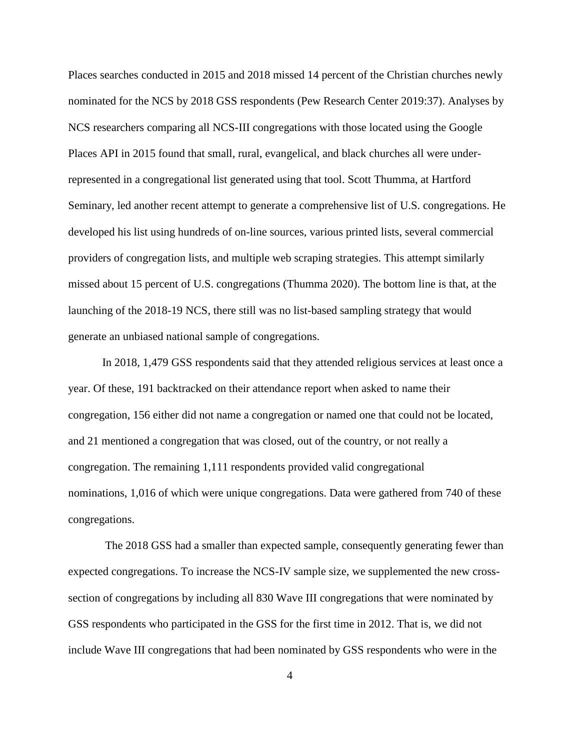Places searches conducted in 2015 and 2018 missed 14 percent of the Christian churches newly nominated for the NCS by 2018 GSS respondents (Pew Research Center 2019:37). Analyses by NCS researchers comparing all NCS-III congregations with those located using the Google Places API in 2015 found that small, rural, evangelical, and black churches all were under-represented in a congregational list generated using that tool. Scott Thumma, at Hartford Seminary, led another recent attempt to generate a comprehensive list of U.S. congregations. He developed his list using hundreds of on-line sources, various printed lists, several commercial providers of congregation lists, and multiple web scraping strategies. This attempt similarly missed about 15 percent of U.S. congregations (Thumma 2020). The bottom line is that, at the launching of the 2018-19 NCS, there still was no list-based sampling strategy that would generate an unbiased national sample of congregations.

In 2018, 1,479 GSS respondents said that they attended religious services at least once a year. Of these, 191 backtracked on their attendance report when asked to name their congregation, 156 either did not name a congregation or named one that could not be located, and 21 mentioned a congregation that was closed, out of the country, or not really a congregation. The remaining 1,111 respondents provided valid congregational nominations, 1,016 of which were unique congregations. Data were gathered from 740 of these congregations.

The 2018 GSS had a smaller than expected sample, consequently generating fewer than expected congregations. To increase the NCS-IV sample size, we supplemented the new cross-section of congregations by including all 830 Wave III congregations that were nominated by GSS respondents who participated in the GSS for the first time in 2012. That is, we did not include Wave III congregations that had been nominated by GSS respondents who were in the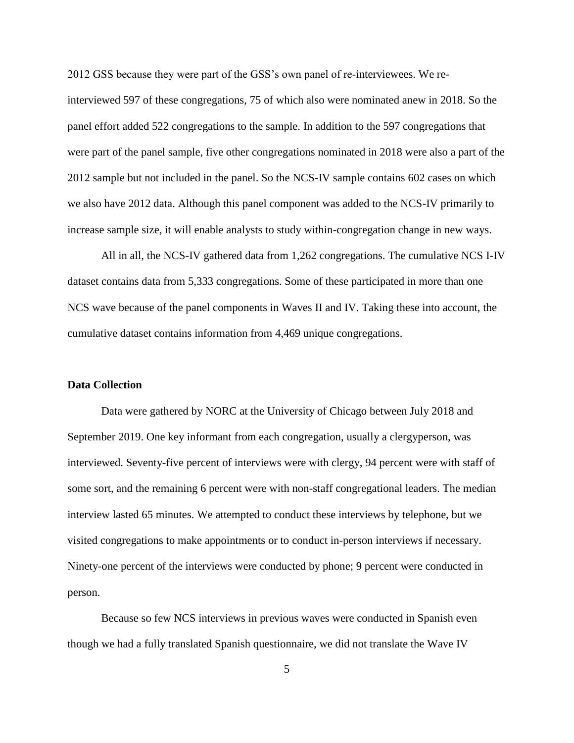2012 GSS because they were part of the GSS's own panel of re-interviewees. We re-interviewed 597 of these congregations, 75 of which also were nominated anew in 2018. So the panel effort added 522 congregations to the sample. In addition to the 597 congregations that were part of the panel sample, five other congregations nominated in 2018 were also a part of the 2012 sample but not included in the panel. So the NCS-IV sample contains 602 cases on which we also have 2012 data. Although this panel component was added to the NCS-IV primarily to increase sample size, it will enable analysts to study within-congregation change in new ways.

All in all, the NCS-IV gathered data from 1,262 congregations. The cumulative NCS I-IV dataset contains data from 5,333 congregations. Some of these participated in more than one NCS wave because of the panel components in Waves II and IV. Taking these into account, the cumulative dataset contains information from 4,469 unique congregations.

**Data Collection**

Data were gathered by NORC at the University of Chicago between July 2018 and September 2019. One key informant from each congregation, usually a clergyperson, was interviewed. Seventy-five percent of interviews were with clergy, 94 percent were with staff of some sort, and the remaining 6 percent were with non-staff congregational leaders. The median interview lasted 65 minutes. We attempted to conduct these interviews by telephone, but we visited congregations to make appointments or to conduct in-person interviews if necessary. Ninety-one percent of the interviews were conducted by phone; 9 percent were conducted in person.

Because so few NCS interviews in previous waves were conducted in Spanish even though we had a fully translated Spanish questionnaire, we did not translate the Wave IV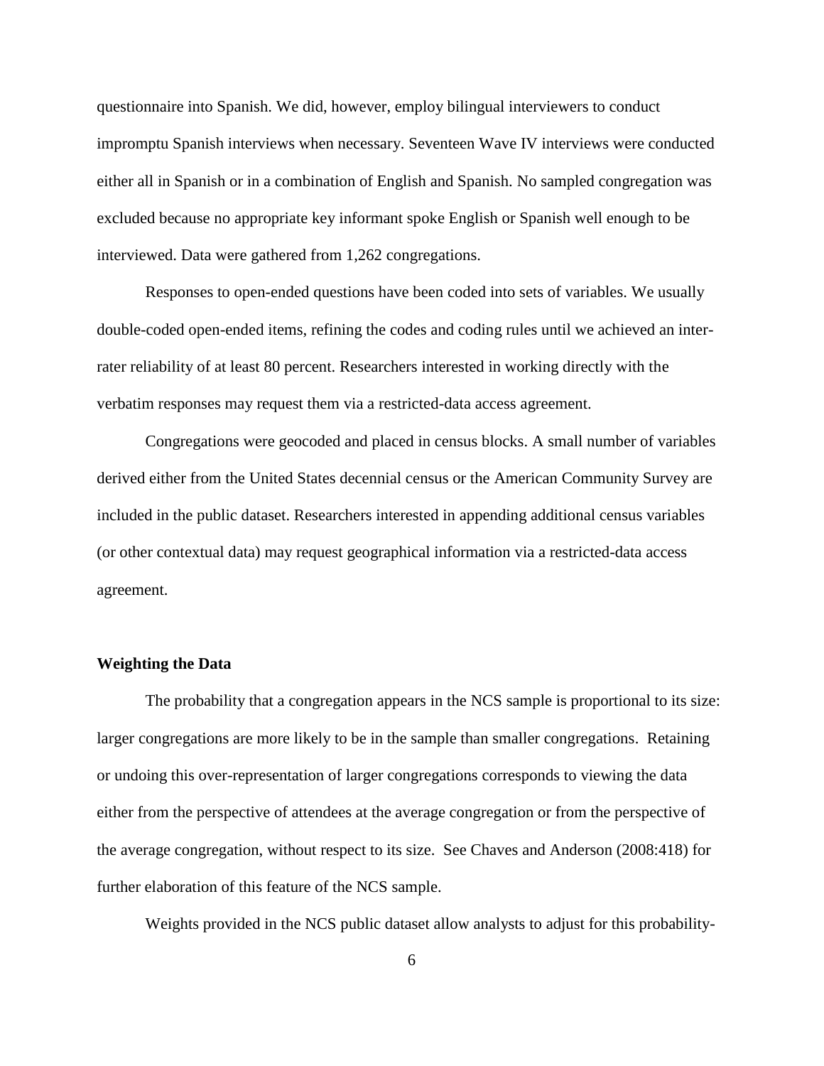questionnaire into Spanish. We did, however, employ bilingual interviewers to conduct impromptu Spanish interviews when necessary. Seventeen Wave IV interviews were conducted either all in Spanish or in a combination of English and Spanish. No sampled congregation was excluded because no appropriate key informant spoke English or Spanish well enough to be interviewed. Data were gathered from 1,262 congregations.

Responses to open-ended questions have been coded into sets of variables. We usually double-coded open-ended items, refining the codes and coding rules until we achieved an inter-rater reliability of at least 80 percent. Researchers interested in working directly with the verbatim responses may request them via a restricted-data access agreement.

Congregations were geocoded and placed in census blocks. A small number of variables derived either from the United States decennial census or the American Community Survey are included in the public dataset. Researchers interested in appending additional census variables (or other contextual data) may request geographical information via a restricted-data access agreement.

**Weighting the Data**

The probability that a congregation appears in the NCS sample is proportional to its size: larger congregations are more likely to be in the sample than smaller congregations. Retaining or undoing this over-representation of larger congregations corresponds to viewing the data either from the perspective of attendees at the average congregation or from the perspective of the average congregation, without respect to its size. See Chaves and Anderson (2008:418) for further elaboration of this feature of the NCS sample.

Weights provided in the NCS public dataset allow analysts to adjust for this probability-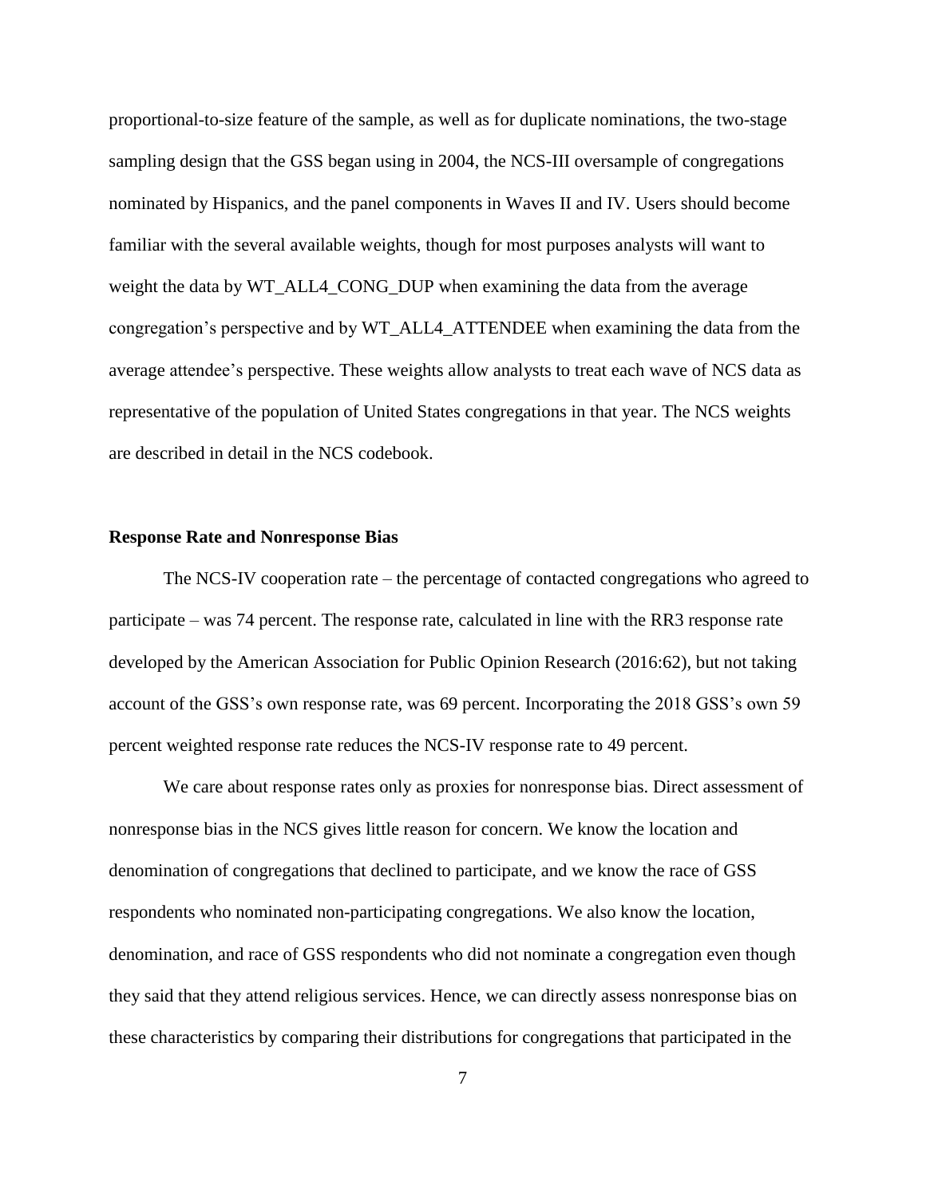proportional-to-size feature of the sample, as well as for duplicate nominations, the two-stage sampling design that the GSS began using in 2004, the NCS-III oversample of congregations nominated by Hispanics, and the panel components in Waves II and IV. Users should become familiar with the several available weights, though for most purposes analysts will want to weight the data by WT_ALL4_CONG_DUP when examining the data from the average congregation's perspective and by WT_ALL4_ATTENDEE when examining the data from the average attendee's perspective. These weights allow analysts to treat each wave of NCS data as representative of the population of United States congregations in that year. The NCS weights are described in detail in the NCS codebook.

**Response Rate and Nonresponse Bias**

The NCS-IV cooperation rate – the percentage of contacted congregations who agreed to participate – was 74 percent. The response rate, calculated in line with the RR3 response rate developed by the American Association for Public Opinion Research (2016:62), but not taking account of the GSS's own response rate, was 69 percent. Incorporating the 2018 GSS's own 59 percent weighted response rate reduces the NCS-IV response rate to 49 percent.

We care about response rates only as proxies for nonresponse bias. Direct assessment of nonresponse bias in the NCS gives little reason for concern. We know the location and denomination of congregations that declined to participate, and we know the race of GSS respondents who nominated non-participating congregations. We also know the location, denomination, and race of GSS respondents who did not nominate a congregation even though they said that they attend religious services. Hence, we can directly assess nonresponse bias on these characteristics by comparing their distributions for congregations that participated in the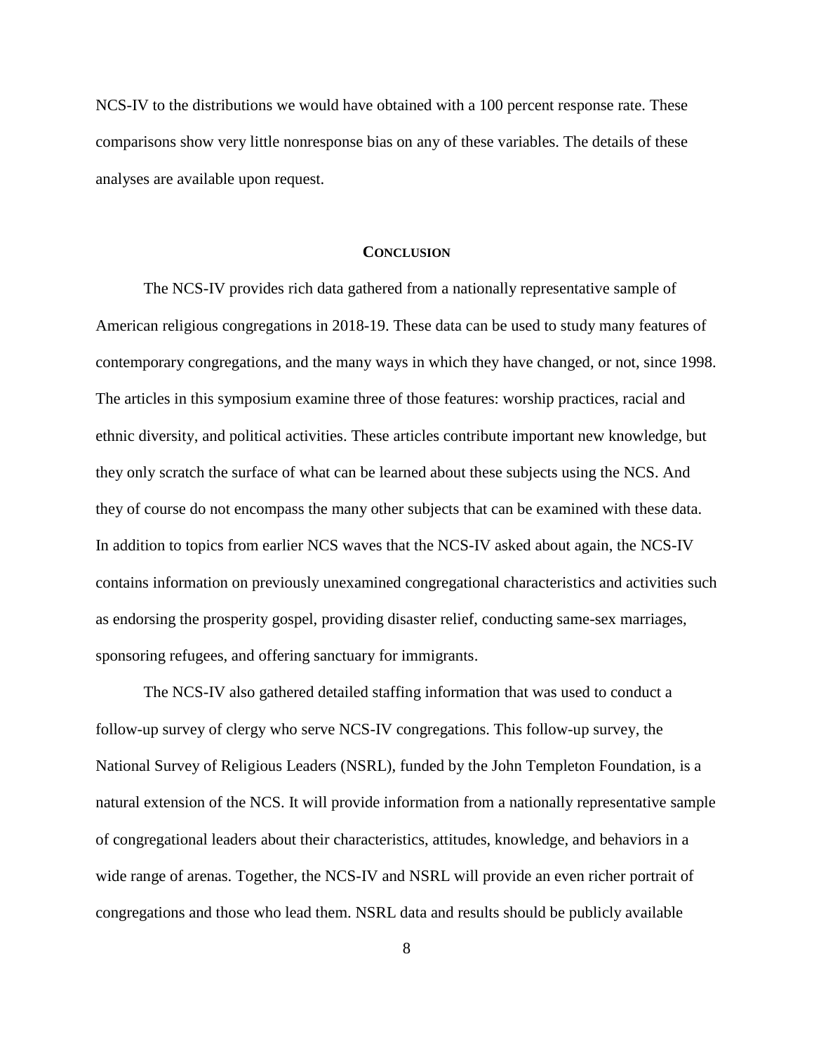NCS-IV to the distributions we would have obtained with a 100 percent response rate. These comparisons show very little nonresponse bias on any of these variables. The details of these analyses are available upon request.

## Conclusion

The NCS-IV provides rich data gathered from a nationally representative sample of American religious congregations in 2018-19. These data can be used to study many features of contemporary congregations, and the many ways in which they have changed, or not, since 1998. The articles in this symposium examine three of those features: worship practices, racial and ethnic diversity, and political activities. These articles contribute important new knowledge, but they only scratch the surface of what can be learned about these subjects using the NCS. And they of course do not encompass the many other subjects that can be examined with these data. In addition to topics from earlier NCS waves that the NCS-IV asked about again, the NCS-IV contains information on previously unexamined congregational characteristics and activities such as endorsing the prosperity gospel, providing disaster relief, conducting same-sex marriages, sponsoring refugees, and offering sanctuary for immigrants.

The NCS-IV also gathered detailed staffing information that was used to conduct a follow-up survey of clergy who serve NCS-IV congregations. This follow-up survey, the National Survey of Religious Leaders (NSRL), funded by the John Templeton Foundation, is a natural extension of the NCS. It will provide information from a nationally representative sample of congregational leaders about their characteristics, attitudes, knowledge, and behaviors in a wide range of arenas. Together, the NCS-IV and NSRL will provide an even richer portrait of congregations and those who lead them. NSRL data and results should be publicly available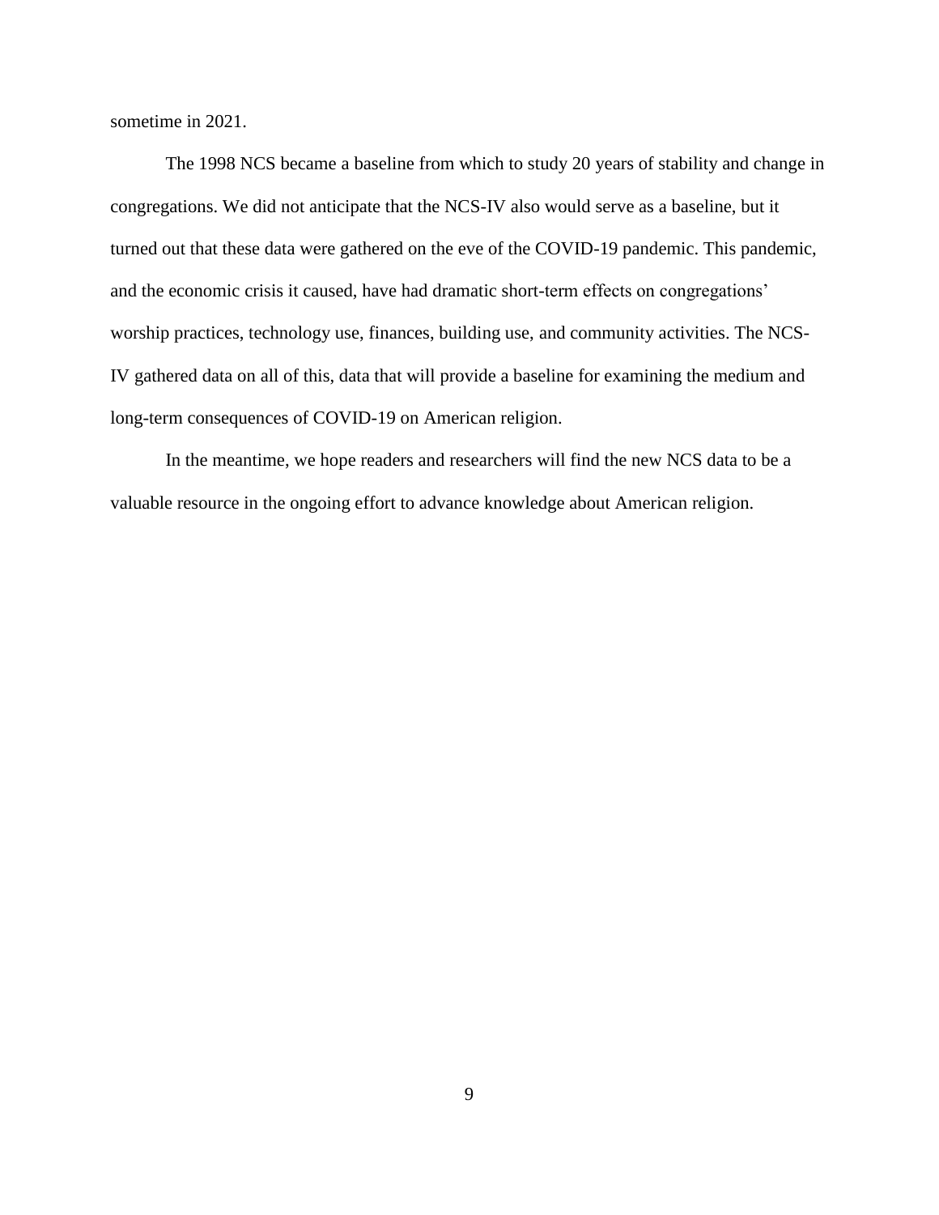sometime in 2021.

The 1998 NCS became a baseline from which to study 20 years of stability and change in congregations. We did not anticipate that the NCS-IV also would serve as a baseline, but it turned out that these data were gathered on the eve of the COVID-19 pandemic. This pandemic, and the economic crisis it caused, have had dramatic short-term effects on congregations' worship practices, technology use, finances, building use, and community activities. The NCS-IV gathered data on all of this, data that will provide a baseline for examining the medium and long-term consequences of COVID-19 on American religion.

In the meantime, we hope readers and researchers will find the new NCS data to be a valuable resource in the ongoing effort to advance knowledge about American religion.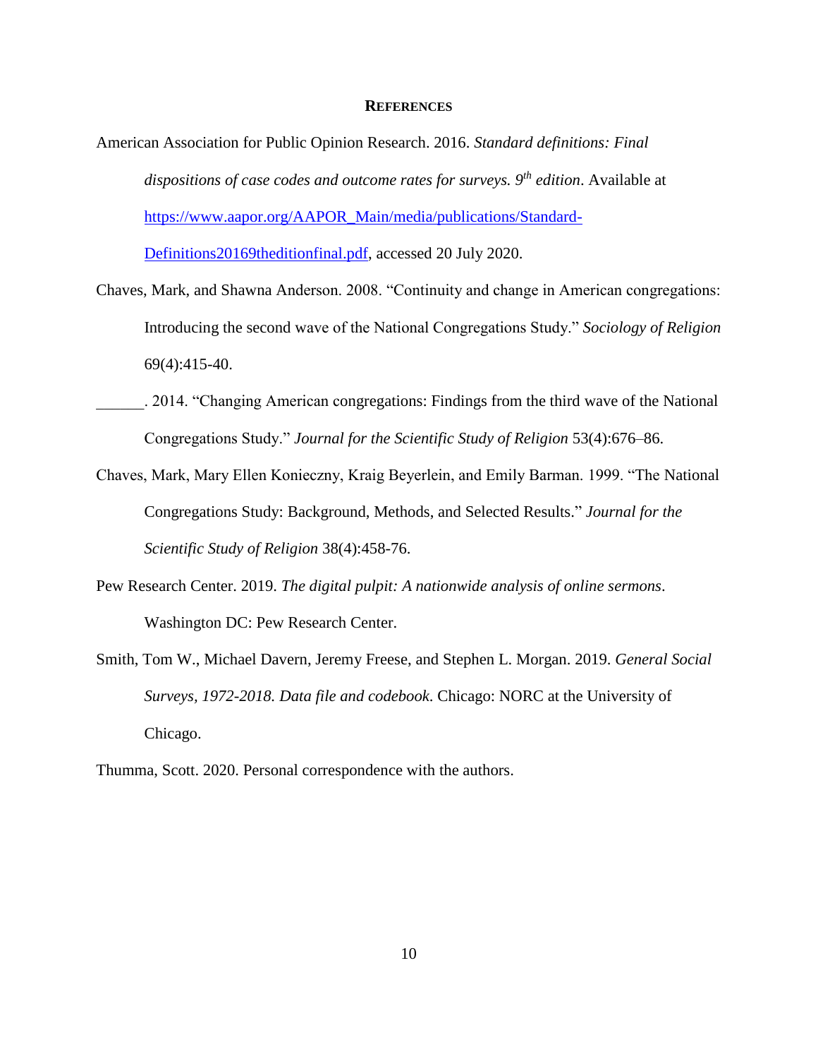## References

American Association for Public Opinion Research. 2016. *Standard definitions: Final dispositions of case codes and outcome rates for surveys. 9th edition*. Available at [https://www.aapor.org/AAPOR_Main/media/publications/Standard-Definitions20169theditionfinal.pdf](https://www.aapor.org/AAPOR_Main/media/publications/Standard-Definitions20169theditionfinal.pdf), accessed 20 July 2020.

Chaves, Mark, and Shawna Anderson. 2008. "Continuity and change in American congregations: Introducing the second wave of the National Congregations Study." *Sociology of Religion* 69(4):415-40.

______. 2014. "Changing American congregations: Findings from the third wave of the National Congregations Study." *Journal for the Scientific Study of Religion* 53(4):676–86.

Chaves, Mark, Mary Ellen Konieczny, Kraig Beyerlein, and Emily Barman. 1999. "The National Congregations Study: Background, Methods, and Selected Results." *Journal for the Scientific Study of Religion* 38(4):458-76.

Pew Research Center. 2019. *The digital pulpit: A nationwide analysis of online sermons*. Washington DC: Pew Research Center.

Smith, Tom W., Michael Davern, Jeremy Freese, and Stephen L. Morgan. 2019. *General Social Surveys, 1972-2018. Data file and codebook*. Chicago: NORC at the University of Chicago.

Thumma, Scott. 2020. Personal correspondence with the authors.